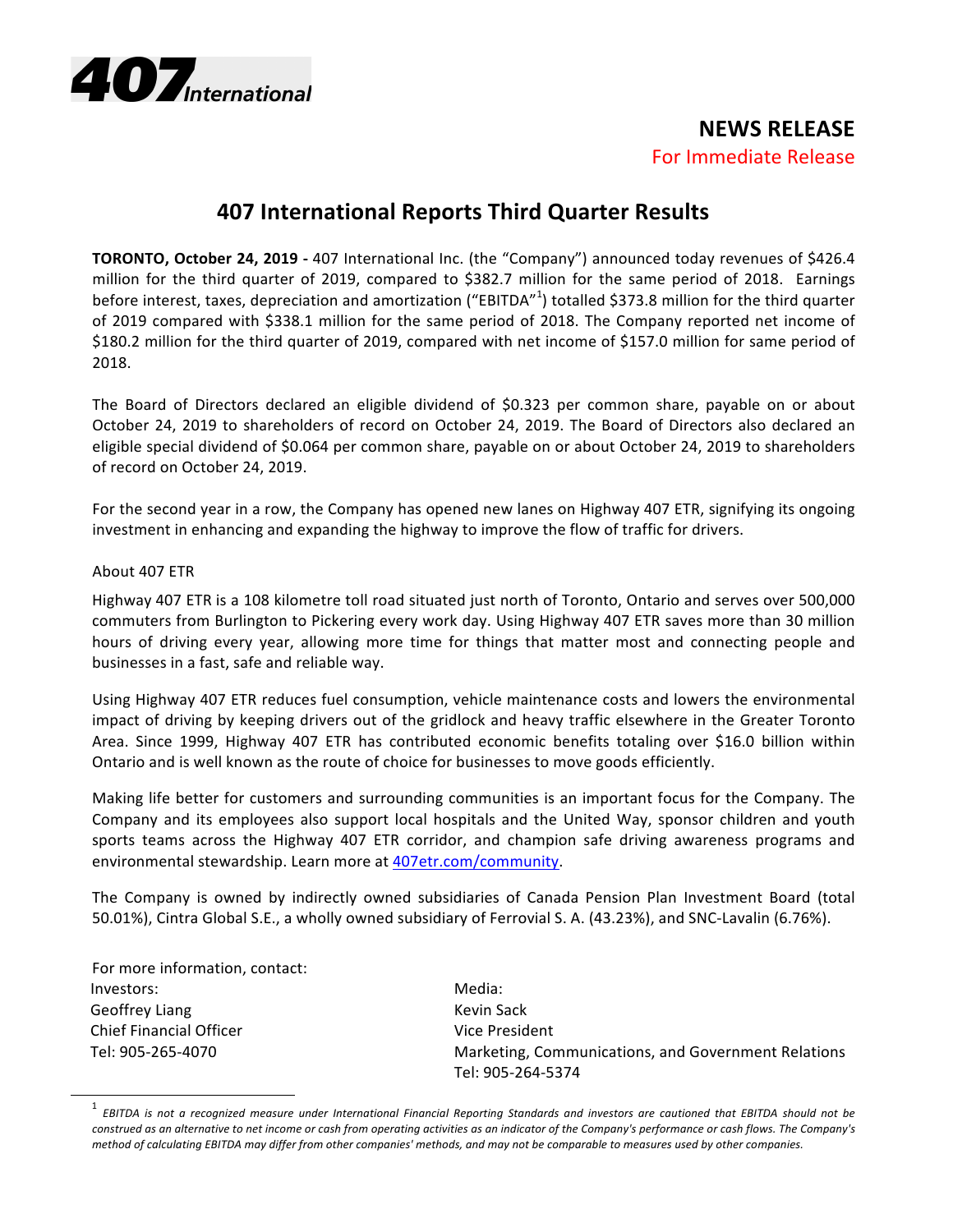407 International

## NEWS RELEASE

For Immediate Release

# 407 International Reports Third Quarter Results

**TORONTO, October 24, 2019 -** 407 International Inc. (the "Company") announced today revenues of $426.4 million for the third quarter of 2019, compared to $382.7 million for the same period of 2018. Earnings before interest, taxes, depreciation and amortization ("EBITDA"[1]) totalled $373.8 million for the third quarter of 2019 compared with $338.1 million for the same period of 2018. The Company reported net income of $180.2 million for the third quarter of 2019, compared with net income of $157.0 million for same period of 2018.

The Board of Directors declared an eligible dividend of $0.323 per common share, payable on or about October 24, 2019 to shareholders of record on October 24, 2019. The Board of Directors also declared an eligible special dividend of $0.064 per common share, payable on or about October 24, 2019 to shareholders of record on October 24, 2019.

For the second year in a row, the Company has opened new lanes on Highway 407 ETR, signifying its ongoing investment in enhancing and expanding the highway to improve the flow of traffic for drivers.

About 407 ETR

Highway 407 ETR is a 108 kilometre toll road situated just north of Toronto, Ontario and serves over 500,000 commuters from Burlington to Pickering every work day. Using Highway 407 ETR saves more than 30 million hours of driving every year, allowing more time for things that matter most and connecting people and businesses in a fast, safe and reliable way.

Using Highway 407 ETR reduces fuel consumption, vehicle maintenance costs and lowers the environmental impact of driving by keeping drivers out of the gridlock and heavy traffic elsewhere in the Greater Toronto Area. Since 1999, Highway 407 ETR has contributed economic benefits totaling over $16.0 billion within Ontario and is well known as the route of choice for businesses to move goods efficiently.

Making life better for customers and surrounding communities is an important focus for the Company. The Company and its employees also support local hospitals and the United Way, sponsor children and youth sports teams across the Highway 407 ETR corridor, and champion safe driving awareness programs and environmental stewardship. Learn more at 407etr.com/community.

The Company is owned by indirectly owned subsidiaries of Canada Pension Plan Investment Board (total 50.01%), Cintra Global S.E., a wholly owned subsidiary of Ferrovial S. A. (43.23%), and SNC-Lavalin (6.76%).

For more information, contact:

Investors:
Geoffrey Liang
Chief Financial Officer
Tel: 905-265-4070

Media:
Kevin Sack
Vice President
Marketing, Communications, and Government Relations
Tel: 905-264-5374

[1] *EBITDA is not a recognized measure under International Financial Reporting Standards and investors are cautioned that EBITDA should not be construed as an alternative to net income or cash from operating activities as an indicator of the Company's performance or cash flows. The Company's method of calculating EBITDA may differ from other companies' methods, and may not be comparable to measures used by other companies.*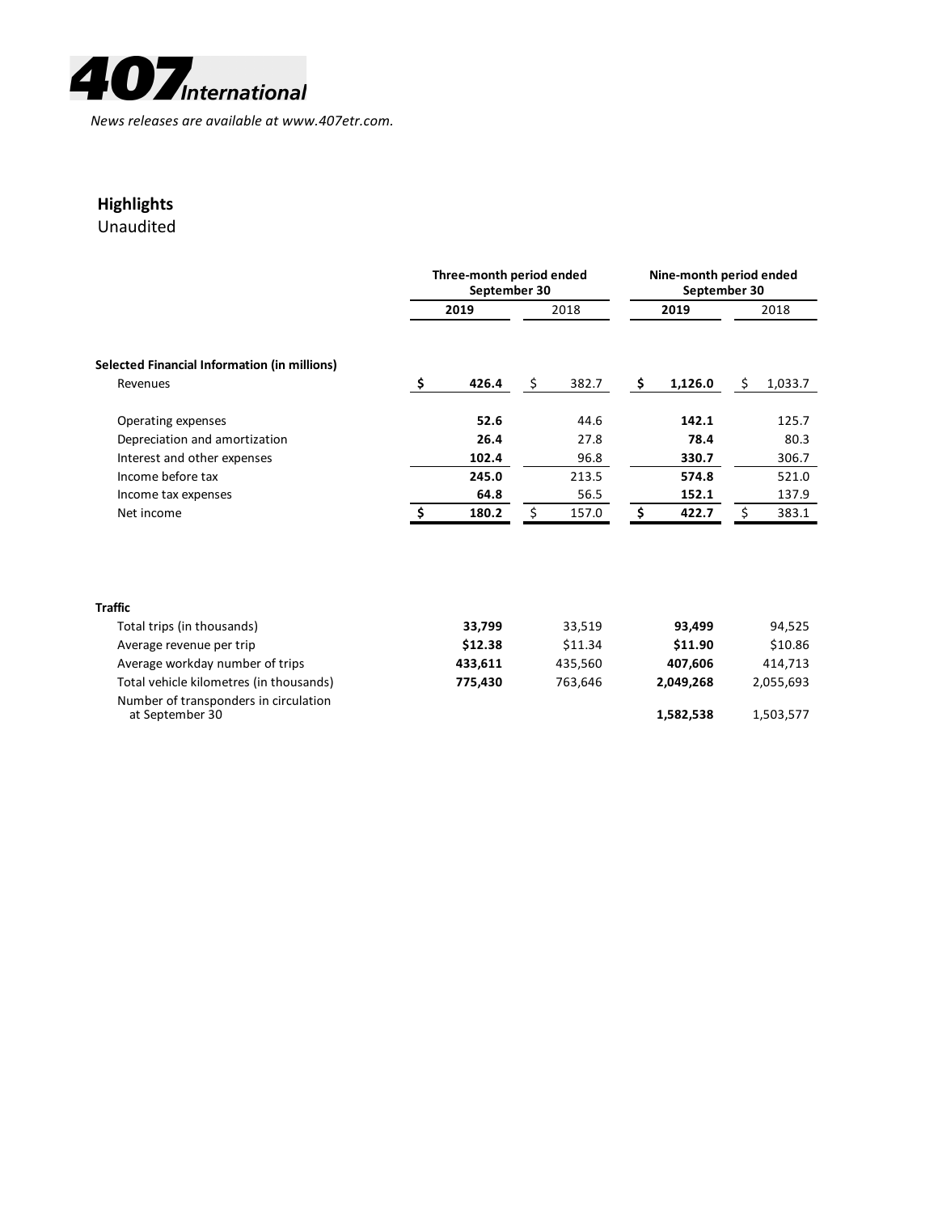**407** *International*

*News releases are available at www.407etr.com.*

## Highlights

Unaudited

| | Three-month period ended September 30 | | Nine-month period ended September 30 | |
|---|---|---|---|---|
| | **2019** | 2018 | **2019** | 2018 |
| **Selected Financial Information (in millions)** | | | | |
| Revenues | **$ 426.4** | $ 382.7 | **$ 1,126.0** | $ 1,033.7 |
| Operating expenses | **52.6** | 44.6 | **142.1** | 125.7 |
| Depreciation and amortization | **26.4** | 27.8 | **78.4** | 80.3 |
| Interest and other expenses | **102.4** | 96.8 | **330.7** | 306.7 |
| Income before tax | **245.0** | 213.5 | **574.8** | 521.0 |
| Income tax expenses | **64.8** | 56.5 | **152.1** | 137.9 |
| Net income | **$ 180.2** | $ 157.0 | **$ 422.7** | $ 383.1 |
| **Traffic** | | | | |
| Total trips (in thousands) | **33,799** | 33,519 | **93,499** | 94,525 |
| Average revenue per trip | **$12.38** | $11.34 | **$11.90** | $10.86 |
| Average workday number of trips | **433,611** | 435,560 | **407,606** | 414,713 |
| Total vehicle kilometres (in thousands) | **775,430** | 763,646 | **2,049,268** | 2,055,693 |
| Number of transponders in circulation at September 30 | | | **1,582,538** | 1,503,577 |